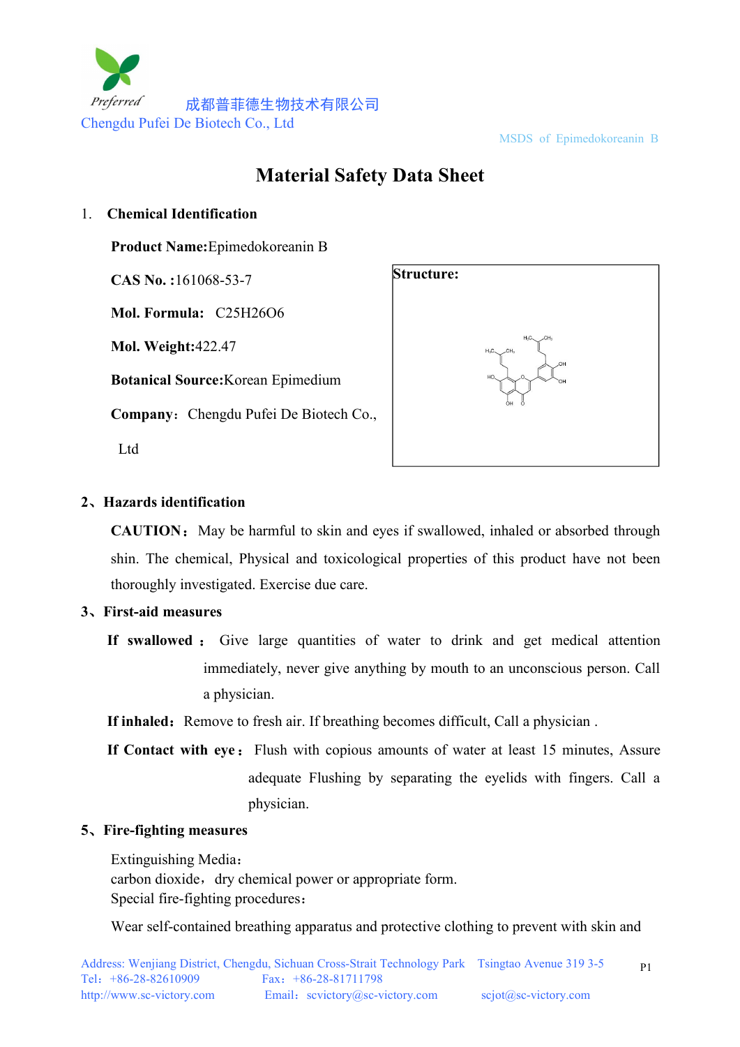成都普菲德生物技术有限公司
Chengdu Pufei De Biotech Co., Ltd

MSDS of Epimedokoreanin B

# Material Safety Data Sheet

## 1. Chemical Identification

**Product Name:**Epimedokoreanin B

**CAS No. :**161068-53-7

**Mol. Formula:** $C_{25}H_{26}O_6$

**Mol. Weight:**422.47

**Botanical Source:**Korean Epimedium

**Company：**Chengdu Pufei De Biotech Co., Ltd

**Structure:**

## 2、Hazards identification

**CAUTION：** May be harmful to skin and eyes if swallowed, inhaled or absorbed through shin. The chemical, Physical and toxicological properties of this product have not been thoroughly investigated. Exercise due care.

## 3、First-aid measures

**If swallowed：** Give large quantities of water to drink and get medical attention immediately, never give anything by mouth to an unconscious person. Call a physician.

**If inhaled：** Remove to fresh air. If breathing becomes difficult, Call a physician .

**If Contact with eye：** Flush with copious amounts of water at least 15 minutes, Assure adequate Flushing by separating the eyelids with fingers. Call a physician.

## 5、Fire-fighting measures

Extinguishing Media：
carbon dioxide，dry chemical power or appropriate form.
Special fire-fighting procedures：

Wear self-contained breathing apparatus and protective clothing to prevent with skin and

Address: Wenjiang District, Chengdu, Sichuan Cross-Strait Technology Park Tsingtao Avenue 319 3-5
Tel：+86-28-82610909 Fax：+86-28-81711798
http://www.sc-victory.com Email：scvictory@sc-victory.com scjot@sc-victory.com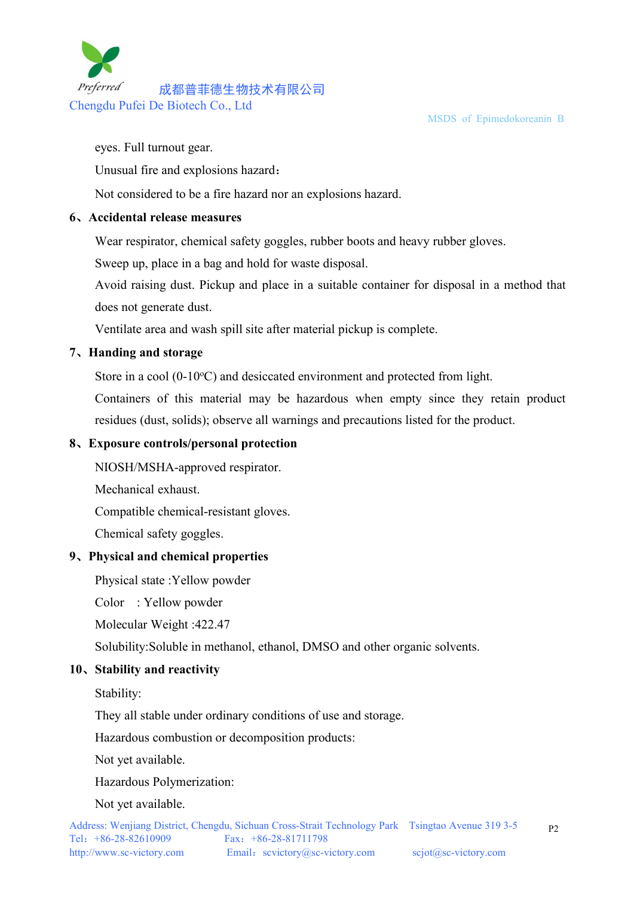eyes. Full turnout gear.

Unusual fire and explosions hazard：

Not considered to be a fire hazard nor an explosions hazard.

## 6、Accidental release measures

Wear respirator, chemical safety goggles, rubber boots and heavy rubber gloves.

Sweep up, place in a bag and hold for waste disposal.

Avoid raising dust. Pickup and place in a suitable container for disposal in a method that does not generate dust.

Ventilate area and wash spill site after material pickup is complete.

## 7、Handing and storage

Store in a cool (0-10$^{o}$C) and desiccated environment and protected from light.

Containers of this material may be hazardous when empty since they retain product residues (dust, solids); observe all warnings and precautions listed for the product.

## 8、Exposure controls/personal protection

NIOSH/MSHA-approved respirator.

Mechanical exhaust.

Compatible chemical-resistant gloves.

Chemical safety goggles.

## 9、Physical and chemical properties

Physical state :Yellow powder

Color : Yellow powder

Molecular Weight :422.47

Solubility:Soluble in methanol, ethanol, DMSO and other organic solvents.

## 10、Stability and reactivity

Stability:

They all stable under ordinary conditions of use and storage.

Hazardous combustion or decomposition products:

Not yet available.

Hazardous Polymerization:

Not yet available.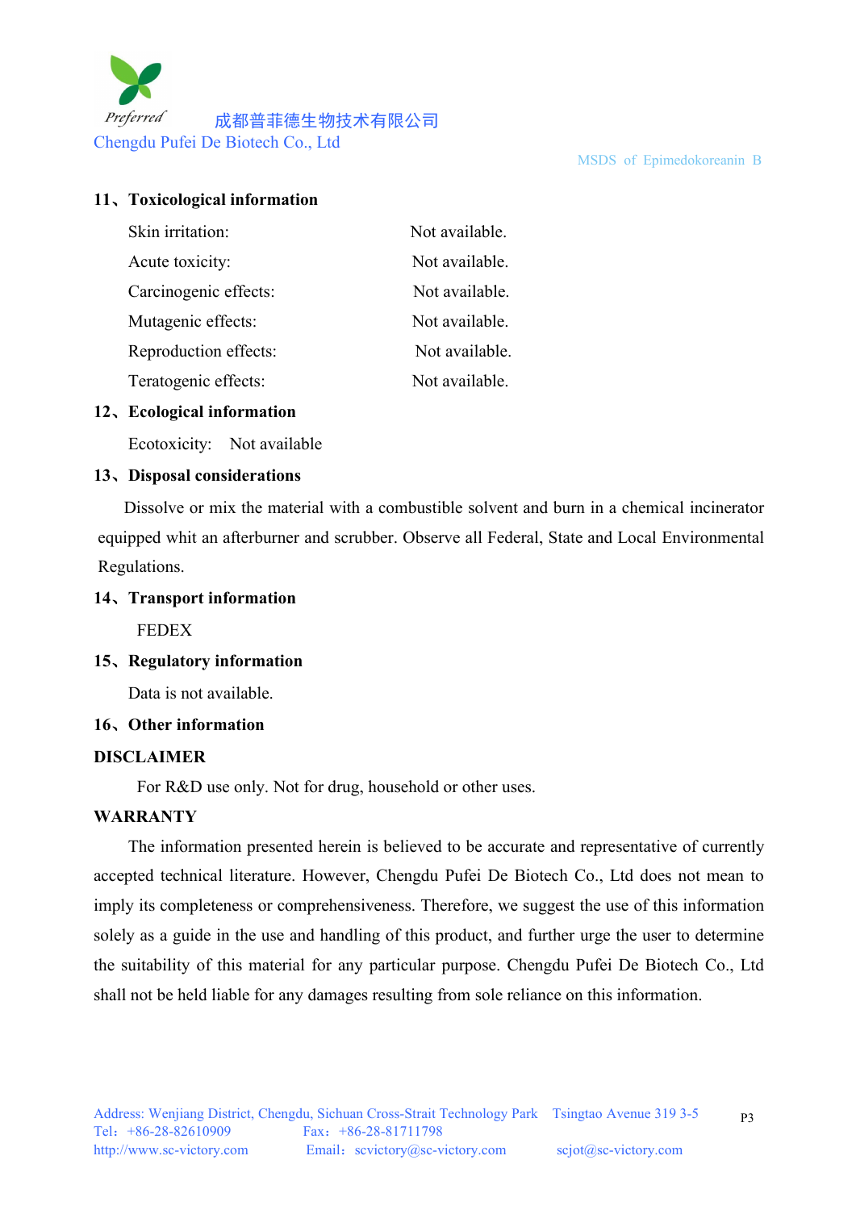## 11、Toxicological information

| | |
|---|---|
| Skin irritation: | Not available. |
| Acute toxicity: | Not available. |
| Carcinogenic effects: | Not available. |
| Mutagenic effects: | Not available. |
| Reproduction effects: | Not available. |
| Teratogenic effects: | Not available. |

## 12、Ecological information

Ecotoxicity: Not available

## 13、Disposal considerations

Dissolve or mix the material with a combustible solvent and burn in a chemical incinerator equipped whit an afterburner and scrubber. Observe all Federal, State and Local Environmental Regulations.

## 14、Transport information

FEDEX

## 15、Regulatory information

Data is not available.

## 16、Other information

**DISCLAIMER**

For R&D use only. Not for drug, household or other uses.

**WARRANTY**

The information presented herein is believed to be accurate and representative of currently accepted technical literature. However, Chengdu Pufei De Biotech Co., Ltd does not mean to imply its completeness or comprehensiveness. Therefore, we suggest the use of this information solely as a guide in the use and handling of this product, and further urge the user to determine the suitability of this material for any particular purpose. Chengdu Pufei De Biotech Co., Ltd shall not be held liable for any damages resulting from sole reliance on this information.